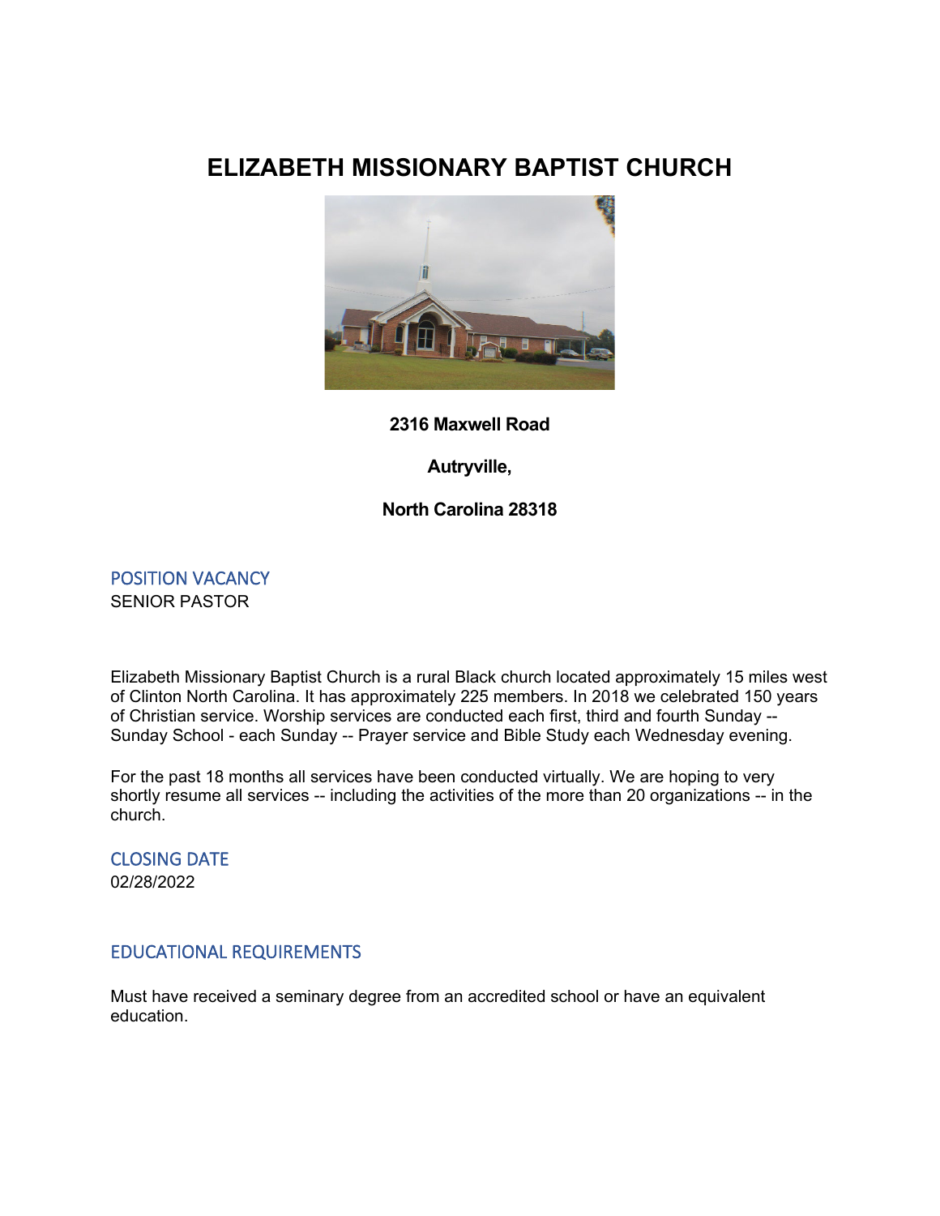# ELIZABETH MISSIONARY BAPTIST CHURCH

**2316 Maxwell Road**

**Autryville,**

**North Carolina 28318**

## POSITION VACANCY

SENIOR PASTOR

Elizabeth Missionary Baptist Church is a rural Black church located approximately 15 miles west of Clinton North Carolina. It has approximately 225 members. In 2018 we celebrated 150 years of Christian service. Worship services are conducted each first, third and fourth Sunday -- Sunday School - each Sunday -- Prayer service and Bible Study each Wednesday evening.

For the past 18 months all services have been conducted virtually. We are hoping to very shortly resume all services -- including the activities of the more than 20 organizations -- in the church.

## CLOSING DATE

02/28/2022

## EDUCATIONAL REQUIREMENTS

Must have received a seminary degree from an accredited school or have an equivalent education.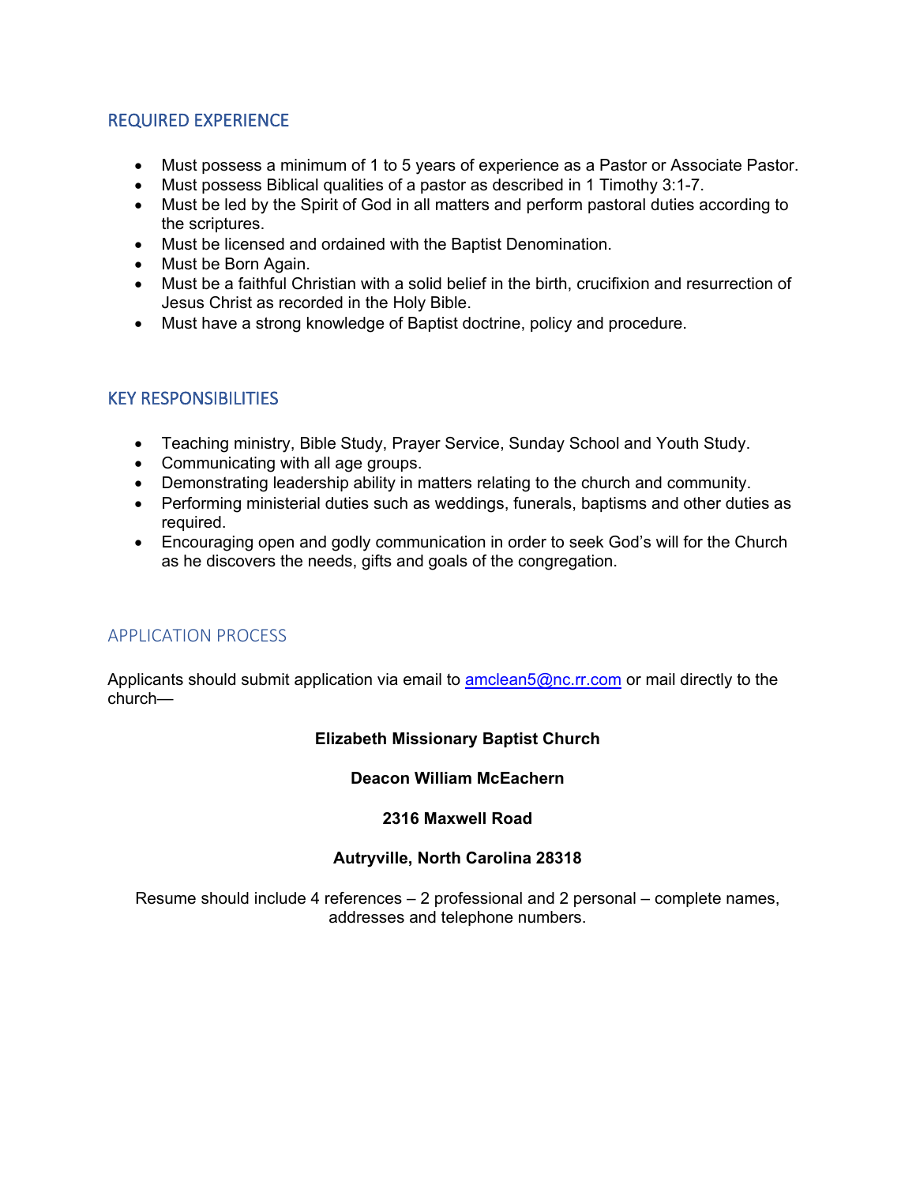## REQUIRED EXPERIENCE

- Must possess a minimum of 1 to 5 years of experience as a Pastor or Associate Pastor.
- Must possess Biblical qualities of a pastor as described in 1 Timothy 3:1-7.
- Must be led by the Spirit of God in all matters and perform pastoral duties according to the scriptures.
- Must be licensed and ordained with the Baptist Denomination.
- Must be Born Again.
- Must be a faithful Christian with a solid belief in the birth, crucifixion and resurrection of Jesus Christ as recorded in the Holy Bible.
- Must have a strong knowledge of Baptist doctrine, policy and procedure.

## KEY RESPONSIBILITIES

- Teaching ministry, Bible Study, Prayer Service, Sunday School and Youth Study.
- Communicating with all age groups.
- Demonstrating leadership ability in matters relating to the church and community.
- Performing ministerial duties such as weddings, funerals, baptisms and other duties as required.
- Encouraging open and godly communication in order to seek God's will for the Church as he discovers the needs, gifts and goals of the congregation.

## APPLICATION PROCESS

Applicants should submit application via email to amclean5@nc.rr.com or mail directly to the church—

**Elizabeth Missionary Baptist Church**

**Deacon William McEachern**

**2316 Maxwell Road**

**Autryville, North Carolina 28318**

Resume should include 4 references – 2 professional and 2 personal – complete names, addresses and telephone numbers.